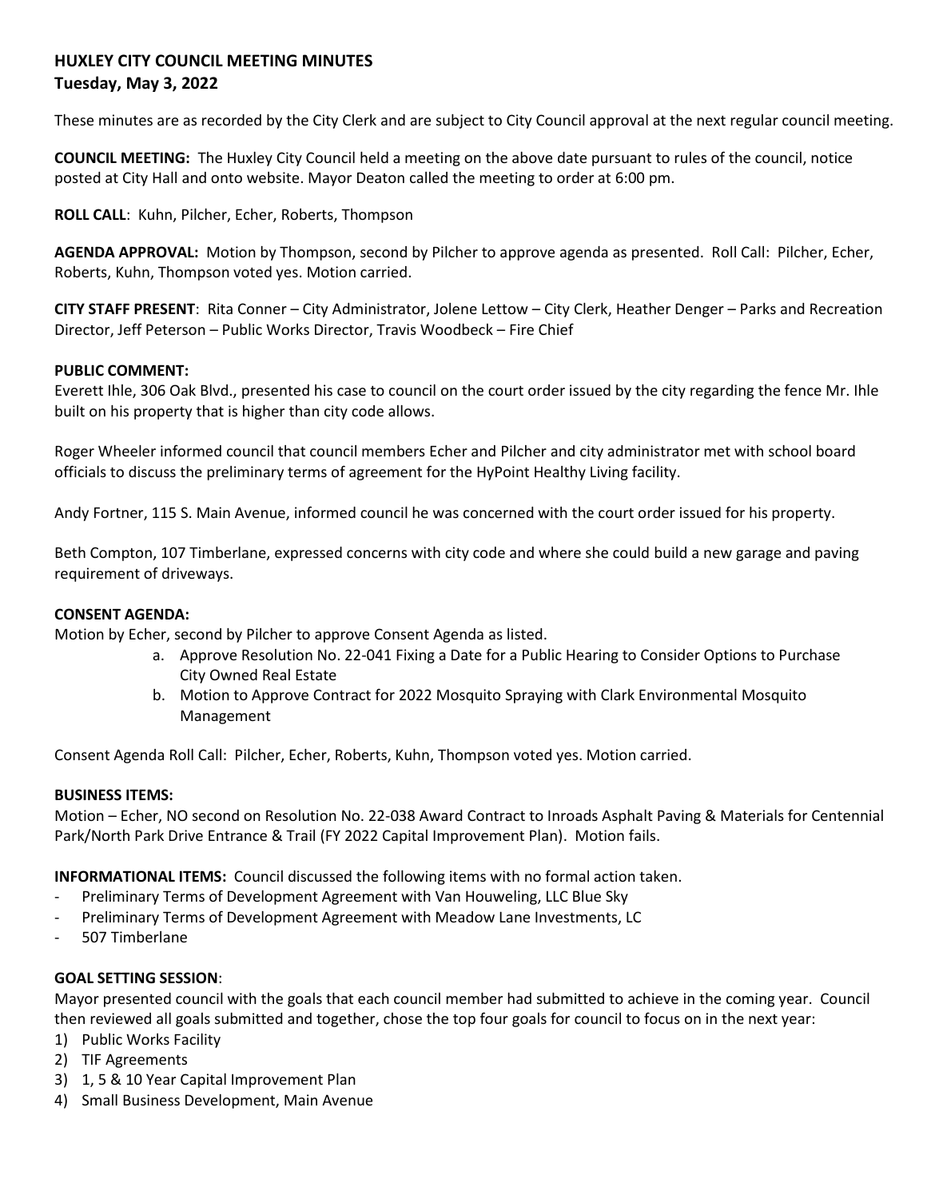# HUXLEY CITY COUNCIL MEETING MINUTES
## Tuesday, May 3, 2022

These minutes are as recorded by the City Clerk and are subject to City Council approval at the next regular council meeting.

**COUNCIL MEETING:** The Huxley City Council held a meeting on the above date pursuant to rules of the council, notice posted at City Hall and onto website. Mayor Deaton called the meeting to order at 6:00 pm.

**ROLL CALL**: Kuhn, Pilcher, Echer, Roberts, Thompson

**AGENDA APPROVAL:** Motion by Thompson, second by Pilcher to approve agenda as presented. Roll Call: Pilcher, Echer, Roberts, Kuhn, Thompson voted yes. Motion carried.

**CITY STAFF PRESENT**: Rita Conner – City Administrator, Jolene Lettow – City Clerk, Heather Denger – Parks and Recreation Director, Jeff Peterson – Public Works Director, Travis Woodbeck – Fire Chief

**PUBLIC COMMENT:**

Everett Ihle, 306 Oak Blvd., presented his case to council on the court order issued by the city regarding the fence Mr. Ihle built on his property that is higher than city code allows.

Roger Wheeler informed council that council members Echer and Pilcher and city administrator met with school board officials to discuss the preliminary terms of agreement for the HyPoint Healthy Living facility.

Andy Fortner, 115 S. Main Avenue, informed council he was concerned with the court order issued for his property.

Beth Compton, 107 Timberlane, expressed concerns with city code and where she could build a new garage and paving requirement of driveways.

**CONSENT AGENDA:**

Motion by Echer, second by Pilcher to approve Consent Agenda as listed.

a. Approve Resolution No. 22-041 Fixing a Date for a Public Hearing to Consider Options to Purchase City Owned Real Estate
b. Motion to Approve Contract for 2022 Mosquito Spraying with Clark Environmental Mosquito Management

Consent Agenda Roll Call: Pilcher, Echer, Roberts, Kuhn, Thompson voted yes. Motion carried.

**BUSINESS ITEMS:**

Motion – Echer, NO second on Resolution No. 22-038 Award Contract to Inroads Asphalt Paving & Materials for Centennial Park/North Park Drive Entrance & Trail (FY 2022 Capital Improvement Plan). Motion fails.

**INFORMATIONAL ITEMS:** Council discussed the following items with no formal action taken.

- Preliminary Terms of Development Agreement with Van Houweling, LLC Blue Sky
- Preliminary Terms of Development Agreement with Meadow Lane Investments, LC
- 507 Timberlane

**GOAL SETTING SESSION**:

Mayor presented council with the goals that each council member had submitted to achieve in the coming year. Council then reviewed all goals submitted and together, chose the top four goals for council to focus on in the next year:

1) Public Works Facility
2) TIF Agreements
3) 1, 5 & 10 Year Capital Improvement Plan
4) Small Business Development, Main Avenue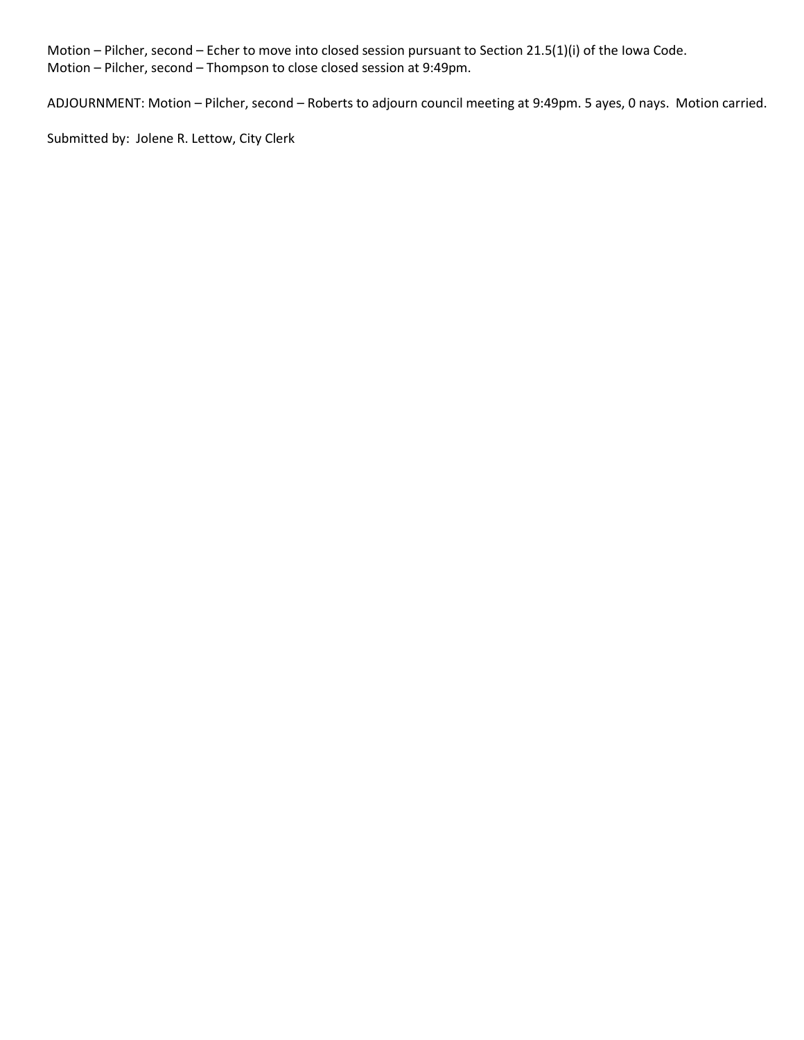Motion – Pilcher, second – Echer to move into closed session pursuant to Section 21.5(1)(i) of the Iowa Code.
Motion – Pilcher, second – Thompson to close closed session at 9:49pm.

ADJOURNMENT: Motion – Pilcher, second – Roberts to adjourn council meeting at 9:49pm. 5 ayes, 0 nays. Motion carried.

Submitted by: Jolene R. Lettow, City Clerk